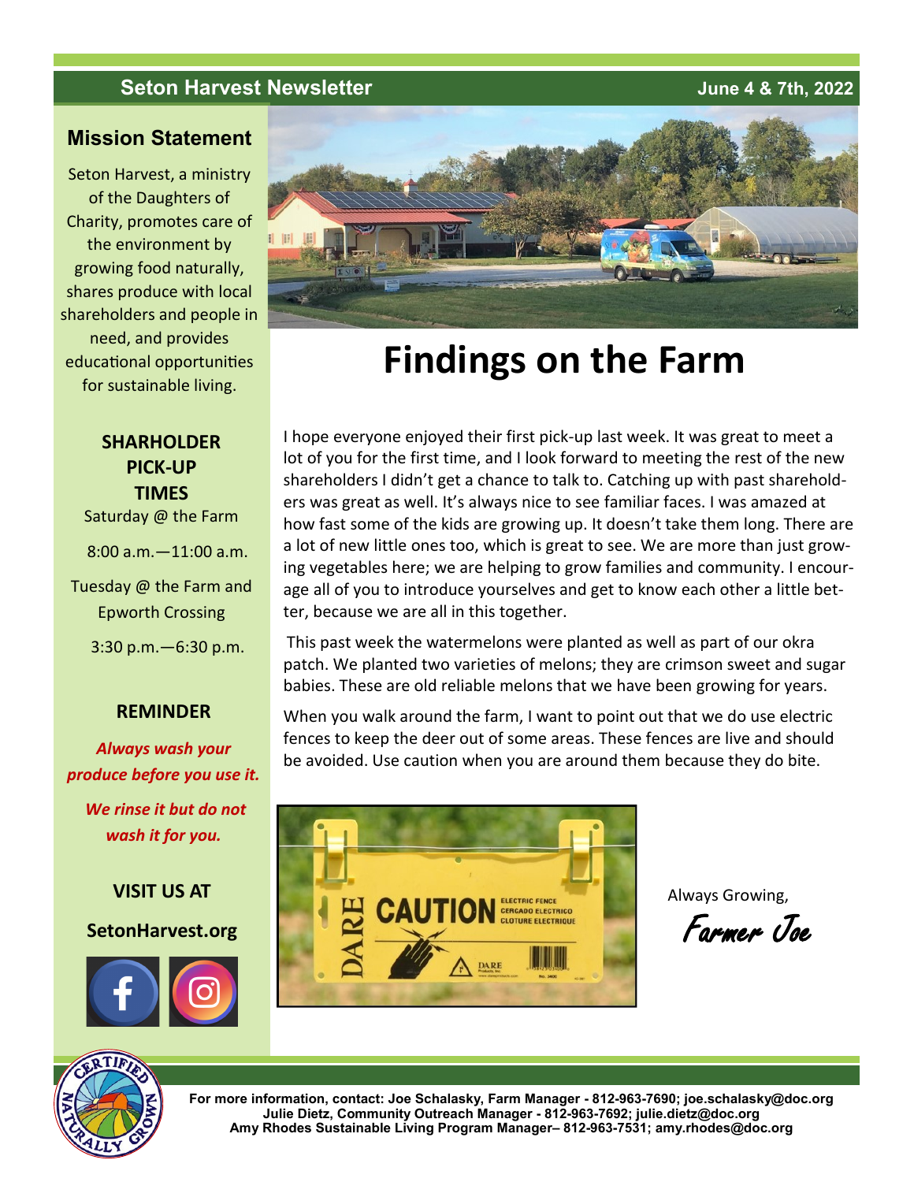## Seton Harvest Newsletter

June 4 & 7th, 2022

### Mission Statement

Seton Harvest, a ministry of the Daughters of Charity, promotes care of the environment by growing food naturally, shares produce with local shareholders and people in need, and provides educational opportunities for sustainable living.

### SHARHOLDER PICK-UP TIMES

Saturday @ the Farm

8:00 a.m.—11:00 a.m.

Tuesday @ the Farm and Epworth Crossing

3:30 p.m.—6:30 p.m.

### REMINDER

***Always wash your produce before you use it.***

***We rinse it but do not wash it for you.***

**VISIT US AT**

**SetonHarvest.org**

# Findings on the Farm

I hope everyone enjoyed their first pick-up last week. It was great to meet a lot of you for the first time, and I look forward to meeting the rest of the new shareholders I didn't get a chance to talk to. Catching up with past shareholders was great as well. It's always nice to see familiar faces. I was amazed at how fast some of the kids are growing up. It doesn't take them long. There are a lot of new little ones too, which is great to see. We are more than just growing vegetables here; we are helping to grow families and community. I encourage all of you to introduce yourselves and get to know each other a little better, because we are all in this together.

This past week the watermelons were planted as well as part of our okra patch. We planted two varieties of melons; they are crimson sweet and sugar babies. These are old reliable melons that we have been growing for years.

When you walk around the farm, I want to point out that we do use electric fences to keep the deer out of some areas. These fences are live and should be avoided. Use caution when you are around them because they do bite.

Always Growing,

*Farmer Joe*

For more information, contact: Joe Schalasky, Farm Manager - 812-963-7690; joe.schalasky@doc.org
Julie Dietz, Community Outreach Manager - 812-963-7692; julie.dietz@doc.org
Amy Rhodes Sustainable Living Program Manager– 812-963-7531; amy.rhodes@doc.org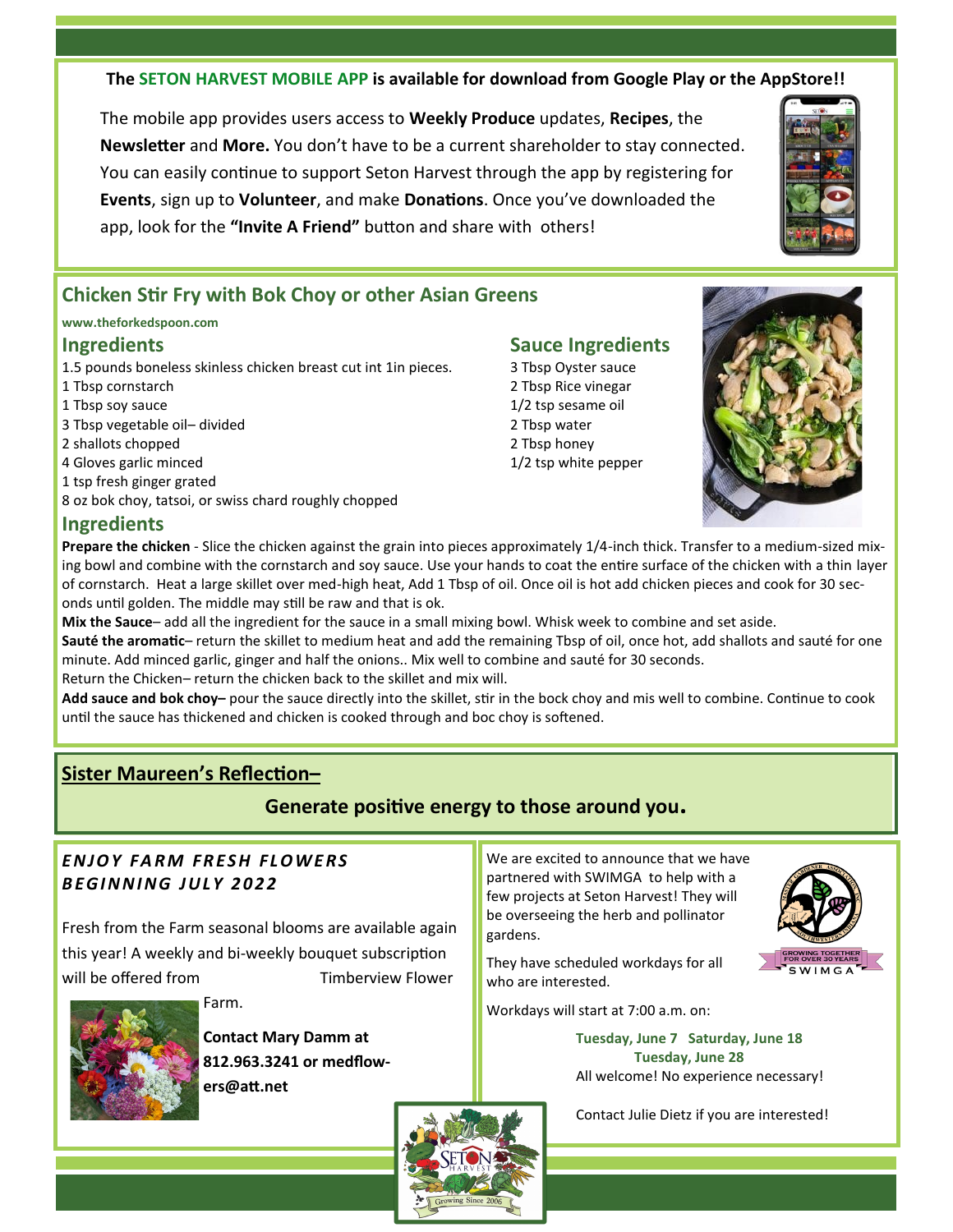**The SETON HARVEST MOBILE APP is available for download from Google Play or the AppStore!!**

The mobile app provides users access to **Weekly Produce** updates, **Recipes**, the **Newsletter** and **More.** You don't have to be a current shareholder to stay connected. You can easily continue to support Seton Harvest through the app by registering for **Events**, sign up to **Volunteer**, and make **Donations**. Once you've downloaded the app, look for the **"Invite A Friend"** button and share with others!

## Chicken Stir Fry with Bok Choy or other Asian Greens

**www.theforkedspoon.com**

### Ingredients

1.5 pounds boneless skinless chicken breast cut int 1in pieces.
1 Tbsp cornstarch
1 Tbsp soy sauce
3 Tbsp vegetable oil– divided
2 shallots chopped
4 Gloves garlic minced
1 tsp fresh ginger grated
8 oz bok choy, tatsoi, or swiss chard roughly chopped

### Sauce Ingredients

3 Tbsp Oyster sauce
2 Tbsp Rice vinegar
1/2 tsp sesame oil
2 Tbsp water
2 Tbsp honey
1/2 tsp white pepper

### Ingredients

**Prepare the chicken** - Slice the chicken against the grain into pieces approximately 1/4-inch thick. Transfer to a medium-sized mixing bowl and combine with the cornstarch and soy sauce. Use your hands to coat the entire surface of the chicken with a thin layer of cornstarch. Heat a large skillet over med-high heat, Add 1 Tbsp of oil. Once oil is hot add chicken pieces and cook for 30 seconds until golden. The middle may still be raw and that is ok.

**Mix the Sauce**– add all the ingredient for the sauce in a small mixing bowl. Whisk week to combine and set aside.

**Sauté the aromatic**– return the skillet to medium heat and add the remaining Tbsp of oil, once hot, add shallots and sauté for one minute. Add minced garlic, ginger and half the onions.. Mix well to combine and sauté for 30 seconds.

Return the Chicken– return the chicken back to the skillet and mix will.

**Add sauce and bok choy–** pour the sauce directly into the skillet, stir in the bock choy and mis well to combine. Continue to cook until the sauce has thickened and chicken is cooked through and boc choy is softened.

## Sister Maureen's Reflection–

**Generate positive energy to those around you.**

***ENJOY FARM FRESH FLOWERS BEGINNING JULY 2022***

Fresh from the Farm seasonal blooms are available again this year! A weekly and bi-weekly bouquet subscription will be offered from Timberview Flower Farm.

**Contact Mary Damm at 812.963.3241 or medflowers@att.net**

We are excited to announce that we have partnered with SWIMGA to help with a few projects at Seton Harvest! They will be overseeing the herb and pollinator gardens.

They have scheduled workdays for all who are interested.

Workdays will start at 7:00 a.m. on:

**Tuesday, June 7 Saturday, June 18**
**Tuesday, June 28**

All welcome! No experience necessary!

Contact Julie Dietz if you are interested!